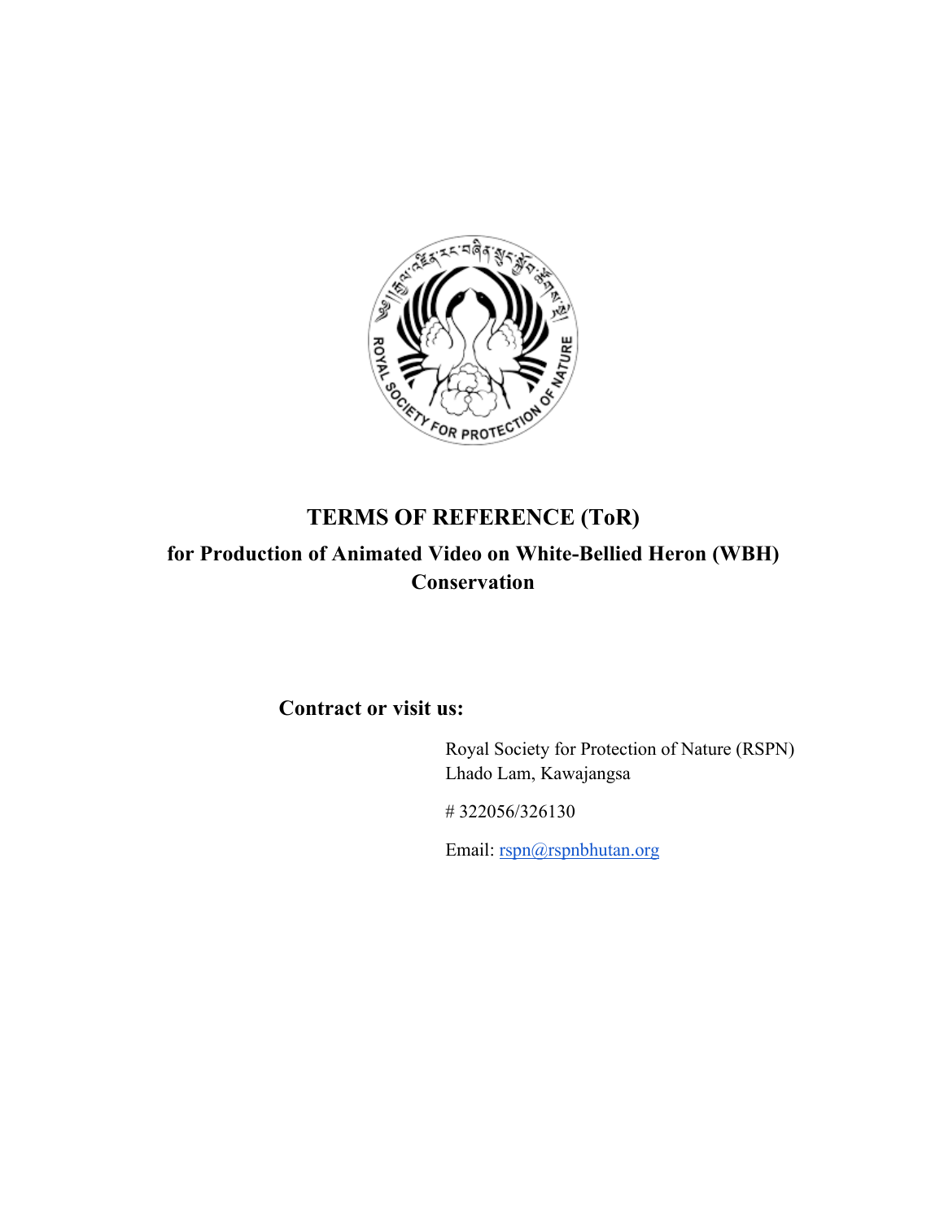# TERMS OF REFERENCE (ToR)

## for Production of Animated Video on White-Bellied Heron (WBH) Conservation

**Contract or visit us:**

Royal Society for Protection of Nature (RSPN)
Lhado Lam, Kawajangsa

# 322056/326130

Email: rspn@rspnbhutan.org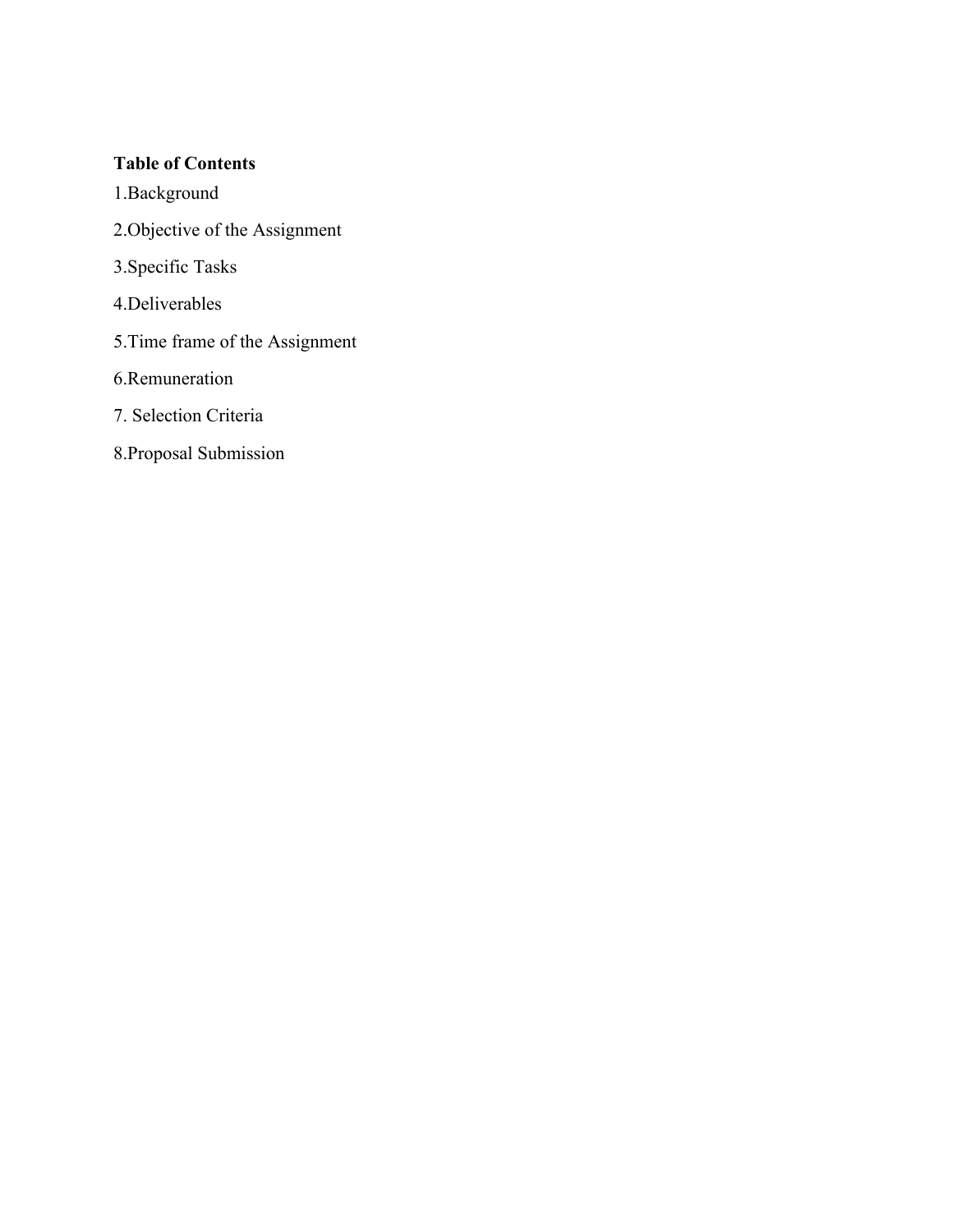**Table of Contents**

1.Background

2.Objective of the Assignment

3.Specific Tasks

4.Deliverables

5.Time frame of the Assignment

6.Remuneration

7. Selection Criteria

8.Proposal Submission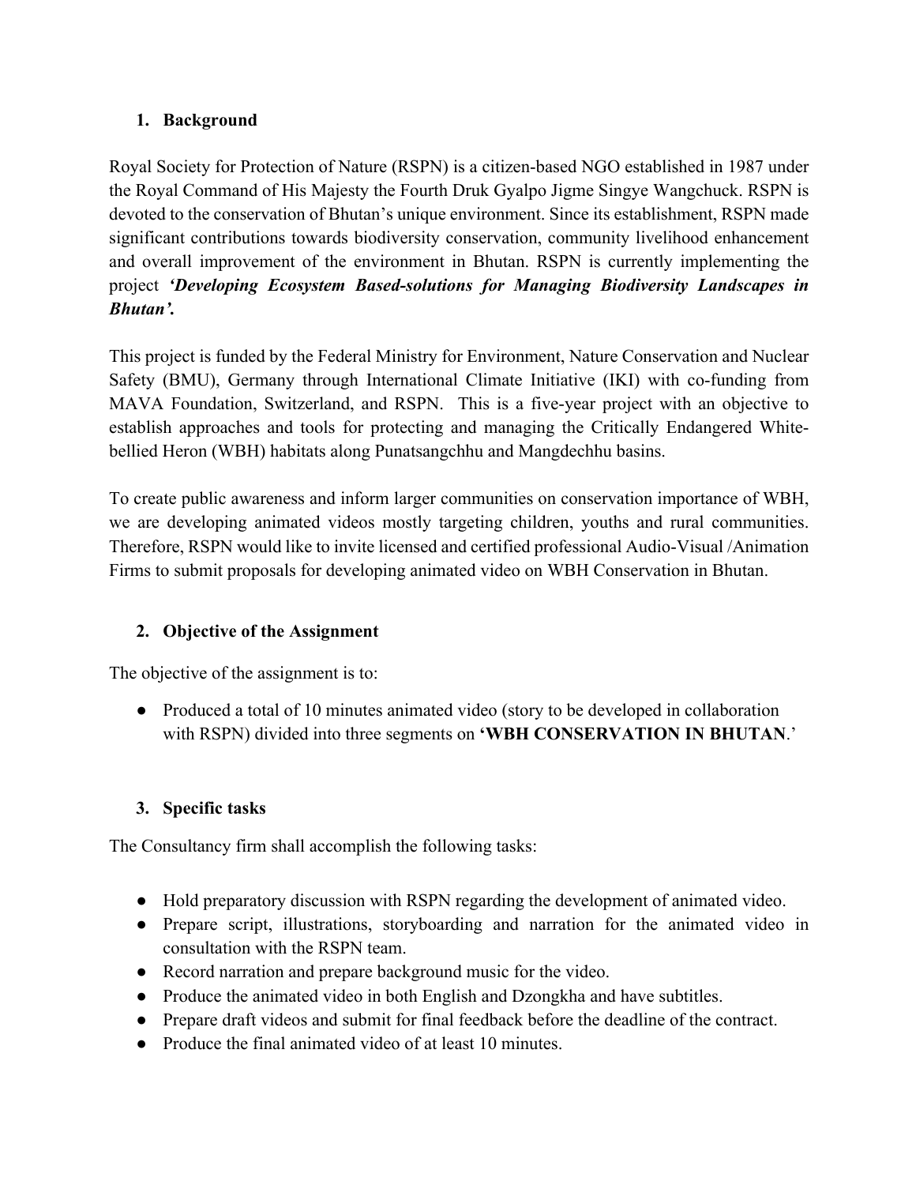1. **Background**

Royal Society for Protection of Nature (RSPN) is a citizen-based NGO established in 1987 under the Royal Command of His Majesty the Fourth Druk Gyalpo Jigme Singye Wangchuck. RSPN is devoted to the conservation of Bhutan's unique environment. Since its establishment, RSPN made significant contributions towards biodiversity conservation, community livelihood enhancement and overall improvement of the environment in Bhutan. RSPN is currently implementing the project ***'Developing Ecosystem Based-solutions for Managing Biodiversity Landscapes in Bhutan'.***

This project is funded by the Federal Ministry for Environment, Nature Conservation and Nuclear Safety (BMU), Germany through International Climate Initiative (IKI) with co-funding from MAVA Foundation, Switzerland, and RSPN. This is a five-year project with an objective to establish approaches and tools for protecting and managing the Critically Endangered White-bellied Heron (WBH) habitats along Punatsangchhu and Mangdechhu basins.

To create public awareness and inform larger communities on conservation importance of WBH, we are developing animated videos mostly targeting children, youths and rural communities. Therefore, RSPN would like to invite licensed and certified professional Audio-Visual /Animation Firms to submit proposals for developing animated video on WBH Conservation in Bhutan.

2. **Objective of the Assignment**

The objective of the assignment is to:

- Produced a total of 10 minutes animated video (story to be developed in collaboration with RSPN) divided into three segments on **'WBH CONSERVATION IN BHUTAN**.'

3. **Specific tasks**

The Consultancy firm shall accomplish the following tasks:

- Hold preparatory discussion with RSPN regarding the development of animated video.
- Prepare script, illustrations, storyboarding and narration for the animated video in consultation with the RSPN team.
- Record narration and prepare background music for the video.
- Produce the animated video in both English and Dzongkha and have subtitles.
- Prepare draft videos and submit for final feedback before the deadline of the contract.
- Produce the final animated video of at least 10 minutes.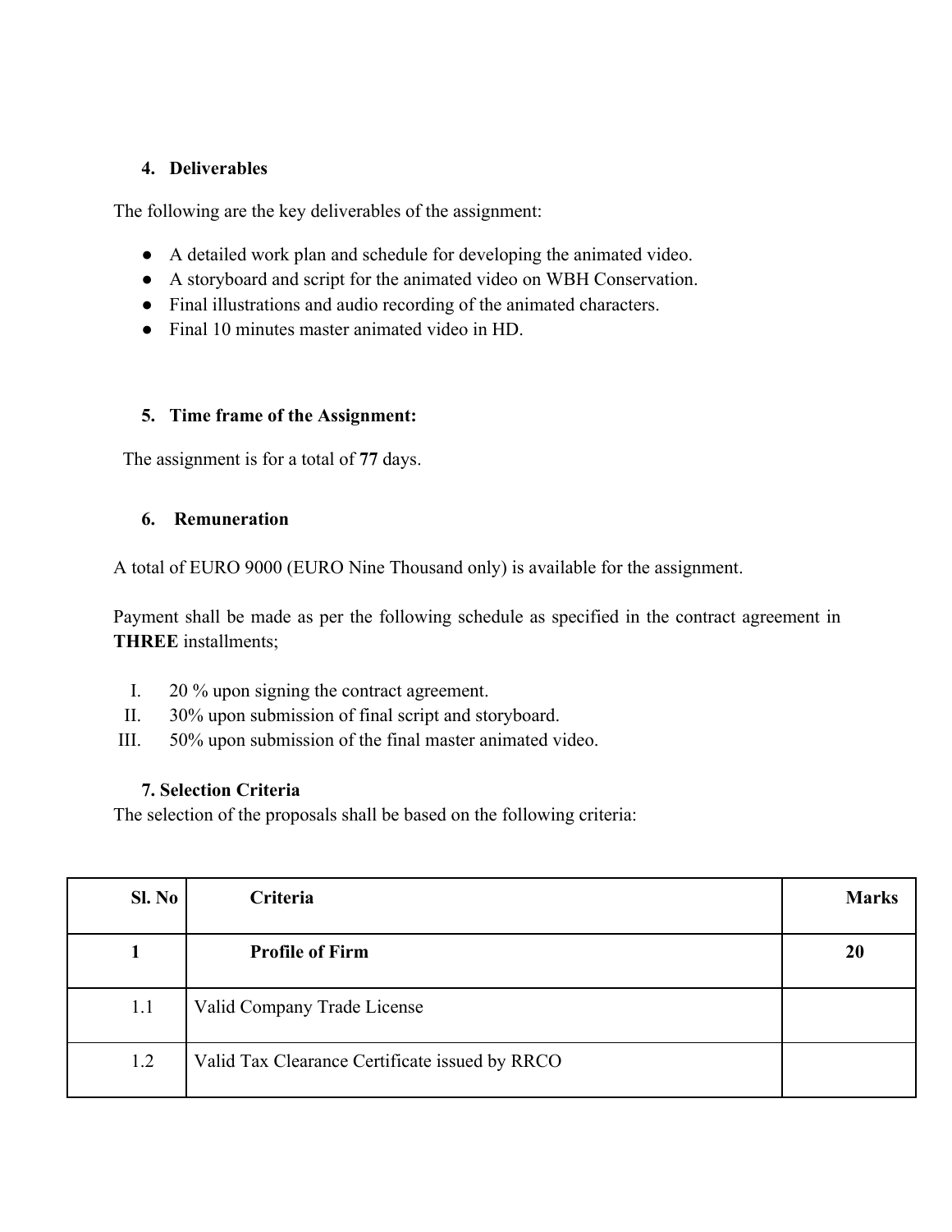## 4. Deliverables

The following are the key deliverables of the assignment:

- A detailed work plan and schedule for developing the animated video.
- A storyboard and script for the animated video on WBH Conservation.
- Final illustrations and audio recording of the animated characters.
- Final 10 minutes master animated video in HD.

## 5. Time frame of the Assignment:

The assignment is for a total of **77** days.

## 6. Remuneration

A total of EURO 9000 (EURO Nine Thousand only) is available for the assignment.

Payment shall be made as per the following schedule as specified in the contract agreement in **THREE** installments;

I. 20 % upon signing the contract agreement.
II. 30% upon submission of final script and storyboard.
III. 50% upon submission of the final master animated video.

## 7. Selection Criteria

The selection of the proposals shall be based on the following criteria:

| Sl. No | Criteria | Marks |
|---|---|---|
| **1** | **Profile of Firm** | **20** |
| 1.1 | Valid Company Trade License | |
| 1.2 | Valid Tax Clearance Certificate issued by RRCO | |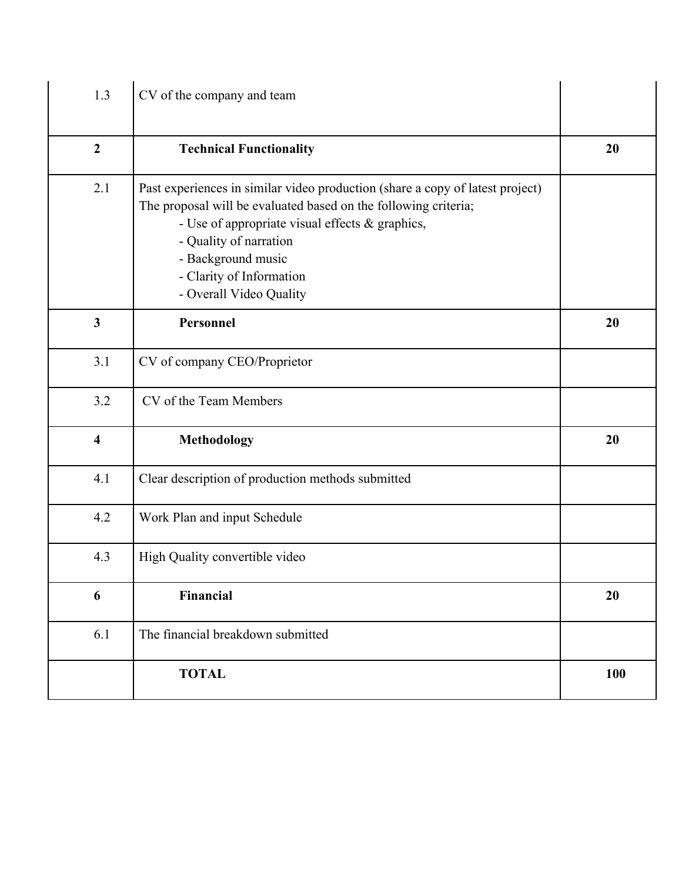| 1.3 | CV of the company and team | |
|---|---|---|
| **2** | **Technical Functionality** | **20** |
| 2.1 | Past experiences in similar video production (share a copy of latest project)<br>The proposal will be evaluated based on the following criteria;<br>- Use of appropriate visual effects & graphics,<br>- Quality of narration<br>- Background music<br>- Clarity of Information<br>- Overall Video Quality | |
| **3** | **Personnel** | **20** |
| 3.1 | CV of company CEO/Proprietor | |
| 3.2 | CV of the Team Members | |
| **4** | **Methodology** | **20** |
| 4.1 | Clear description of production methods submitted | |
| 4.2 | Work Plan and input Schedule | |
| 4.3 | High Quality convertible video | |
| **6** | **Financial** | **20** |
| 6.1 | The financial breakdown submitted | |
| | **TOTAL** | **100** |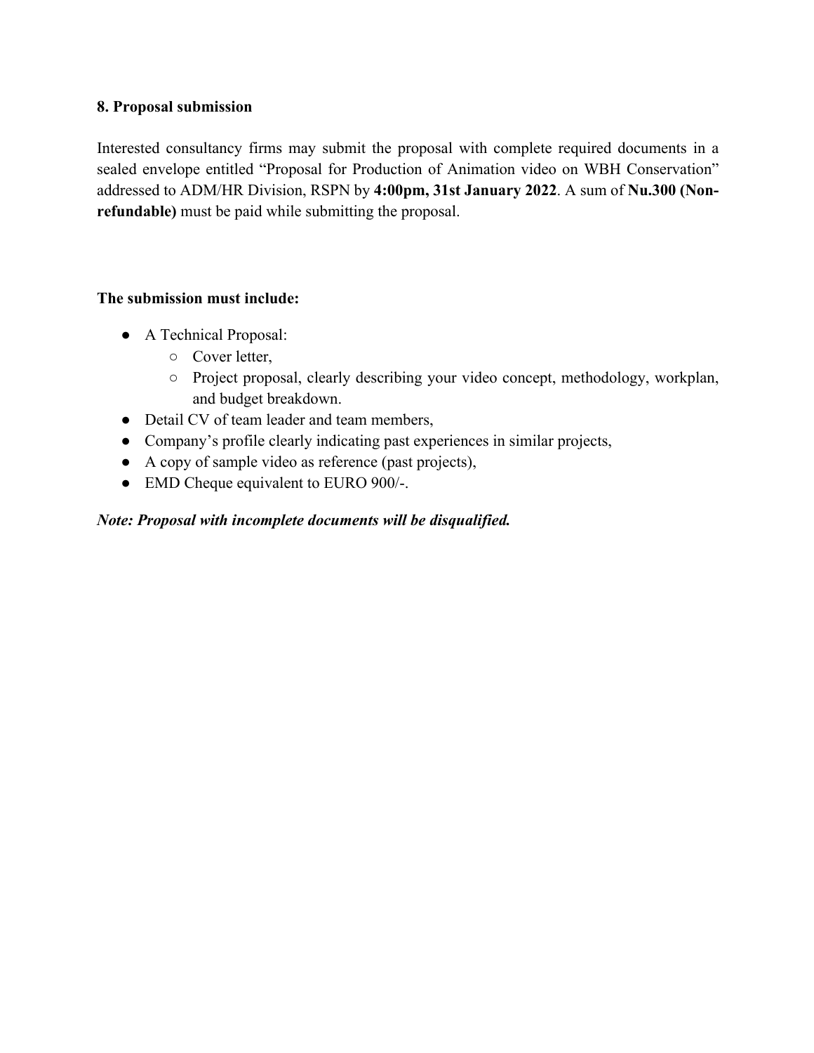### 8. Proposal submission

Interested consultancy firms may submit the proposal with complete required documents in a sealed envelope entitled "Proposal for Production of Animation video on WBH Conservation" addressed to ADM/HR Division, RSPN by **4:00pm, 31st January 2022**. A sum of **Nu.300 (Non-refundable)** must be paid while submitting the proposal.

**The submission must include:**

- A Technical Proposal:
  - Cover letter,
  - Project proposal, clearly describing your video concept, methodology, workplan, and budget breakdown.
- Detail CV of team leader and team members,
- Company's profile clearly indicating past experiences in similar projects,
- A copy of sample video as reference (past projects),
- EMD Cheque equivalent to EURO 900/-.

***Note: Proposal with incomplete documents will be disqualified.***